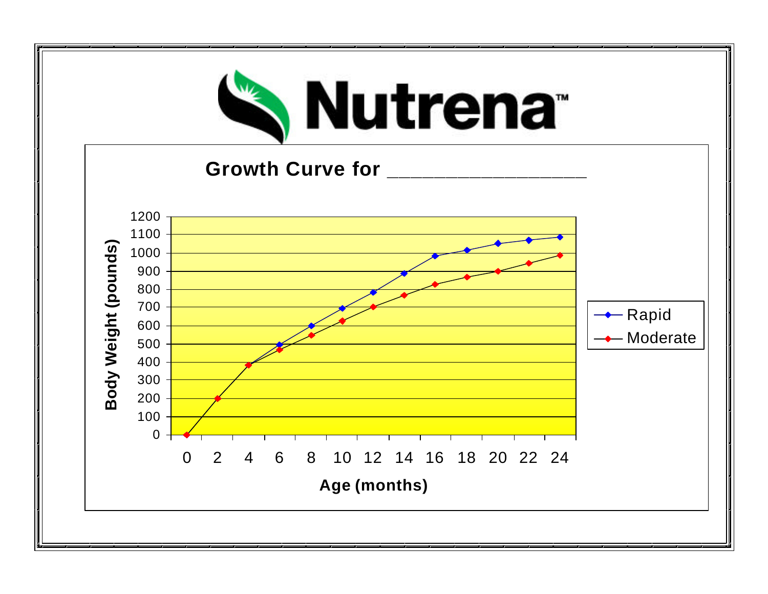# Nutrena™

## Growth Curve for ________________

Body Weight (pounds)

1200
1100
1000
900
800
700
600
500
400
300
200
100
0

0 2 4 6 8 10 12 14 16 18 20 22 24

Age (months)

Rapid

Moderate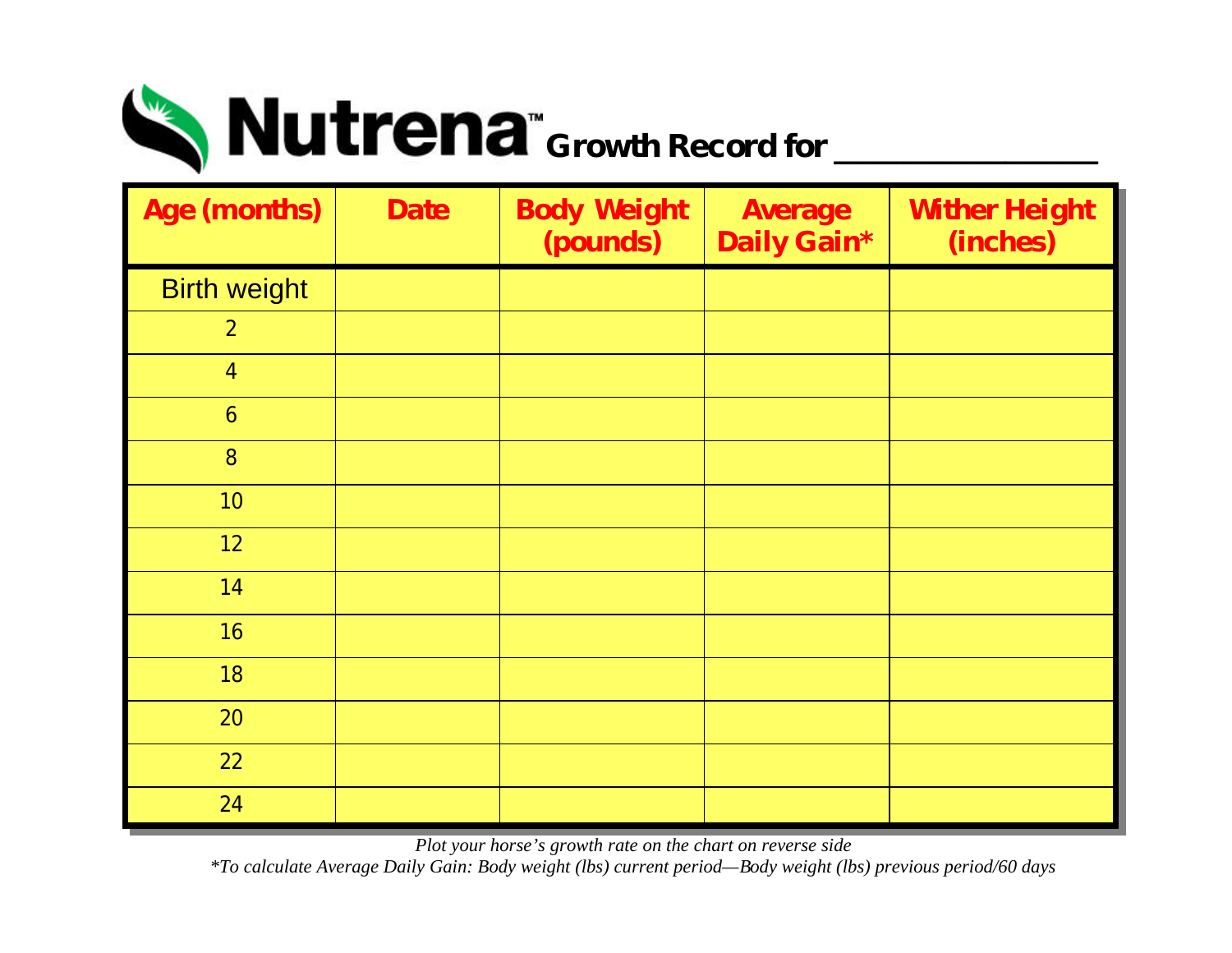# Nutrena™ Growth Record for ______________

| Age (months) | Date | Body Weight (pounds) | Average Daily Gain* | Wither Height (inches) |
|---|---|---|---|---|
| Birth weight | | | | |
| 2 | | | | |
| 4 | | | | |
| 6 | | | | |
| 8 | | | | |
| 10 | | | | |
| 12 | | | | |
| 14 | | | | |
| 16 | | | | |
| 18 | | | | |
| 20 | | | | |
| 22 | | | | |
| 24 | | | | |

*Plot your horse's growth rate on the chart on reverse side*

**To calculate Average Daily Gain: Body weight (lbs) current period—Body weight (lbs) previous period/60 days*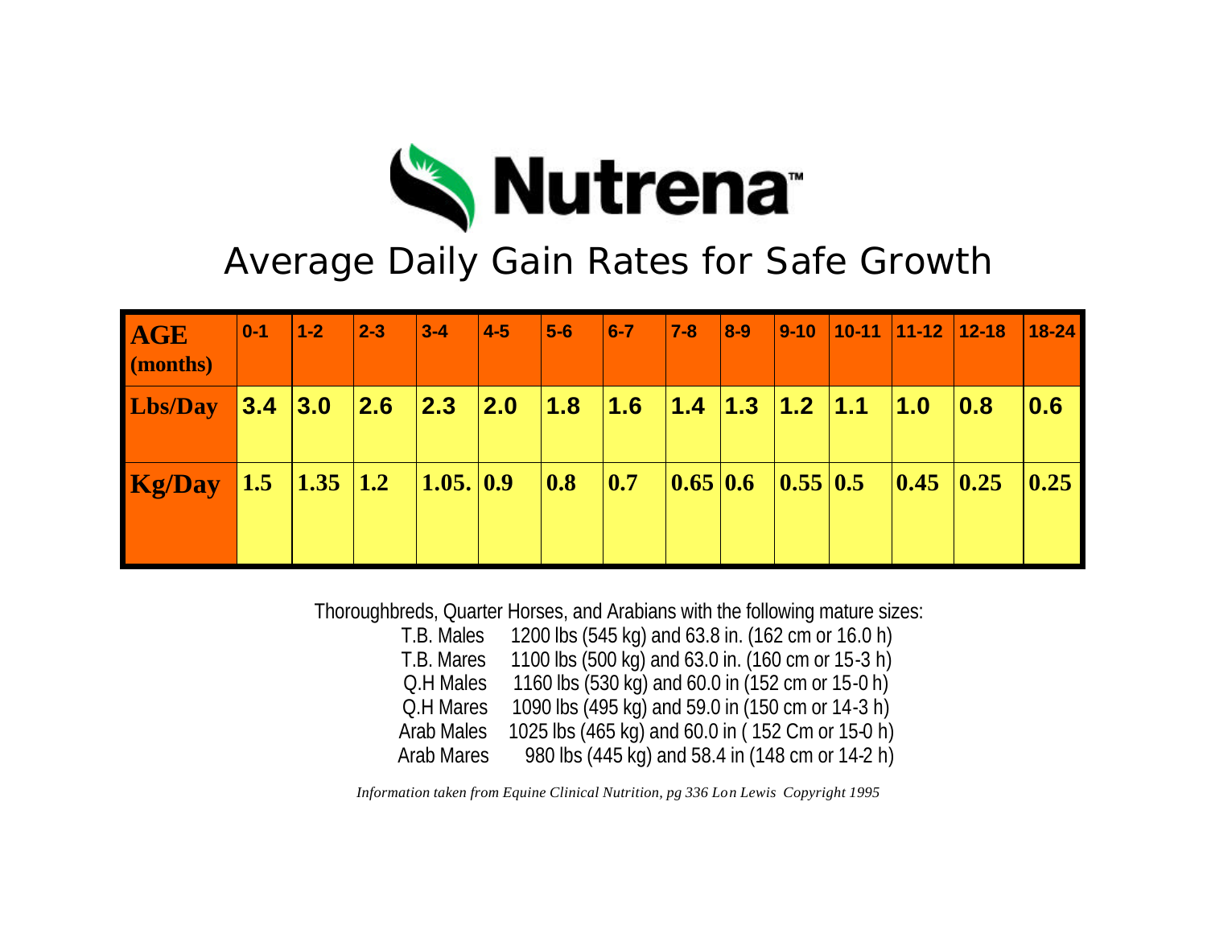# Nutrena™

## Average Daily Gain Rates for Safe Growth

| AGE (months) | 0-1 | 1-2 | 2-3 | 3-4 | 4-5 | 5-6 | 6-7 | 7-8 | 8-9 | 9-10 | 10-11 | 11-12 | 12-18 | 18-24 |
|---|---|---|---|---|---|---|---|---|---|---|---|---|---|---|
| **Lbs/Day** | **3.4** | **3.0** | **2.6** | **2.3** | **2.0** | **1.8** | **1.6** | **1.4** | **1.3** | **1.2** | **1.1** | **1.0** | **0.8** | **0.6** |
| **Kg/Day** | **1.5** | **1.35** | **1.2** | **1.05.** | **0.9** | **0.8** | **0.7** | **0.65** | **0.6** | **0.55** | **0.5** | **0.45** | **0.25** | **0.25** |

Thoroughbreds, Quarter Horses, and Arabians with the following mature sizes:

| | |
|---|---|
| T.B. Males | 1200 lbs (545 kg) and 63.8 in. (162 cm or 16.0 h) |
| T.B. Mares | 1100 lbs (500 kg) and 63.0 in. (160 cm or 15-3 h) |
| Q.H Males | 1160 lbs (530 kg) and 60.0 in (152 cm or 15-0 h) |
| Q.H Mares | 1090 lbs (495 kg) and 59.0 in (150 cm or 14-3 h) |
| Arab Males | 1025 lbs (465 kg) and 60.0 in ( 152 Cm or 15-0 h) |
| Arab Mares | 980 lbs (445 kg) and 58.4 in (148 cm or 14-2 h) |

*Information taken from Equine Clinical Nutrition, pg 336 Lon Lewis Copyright 1995*